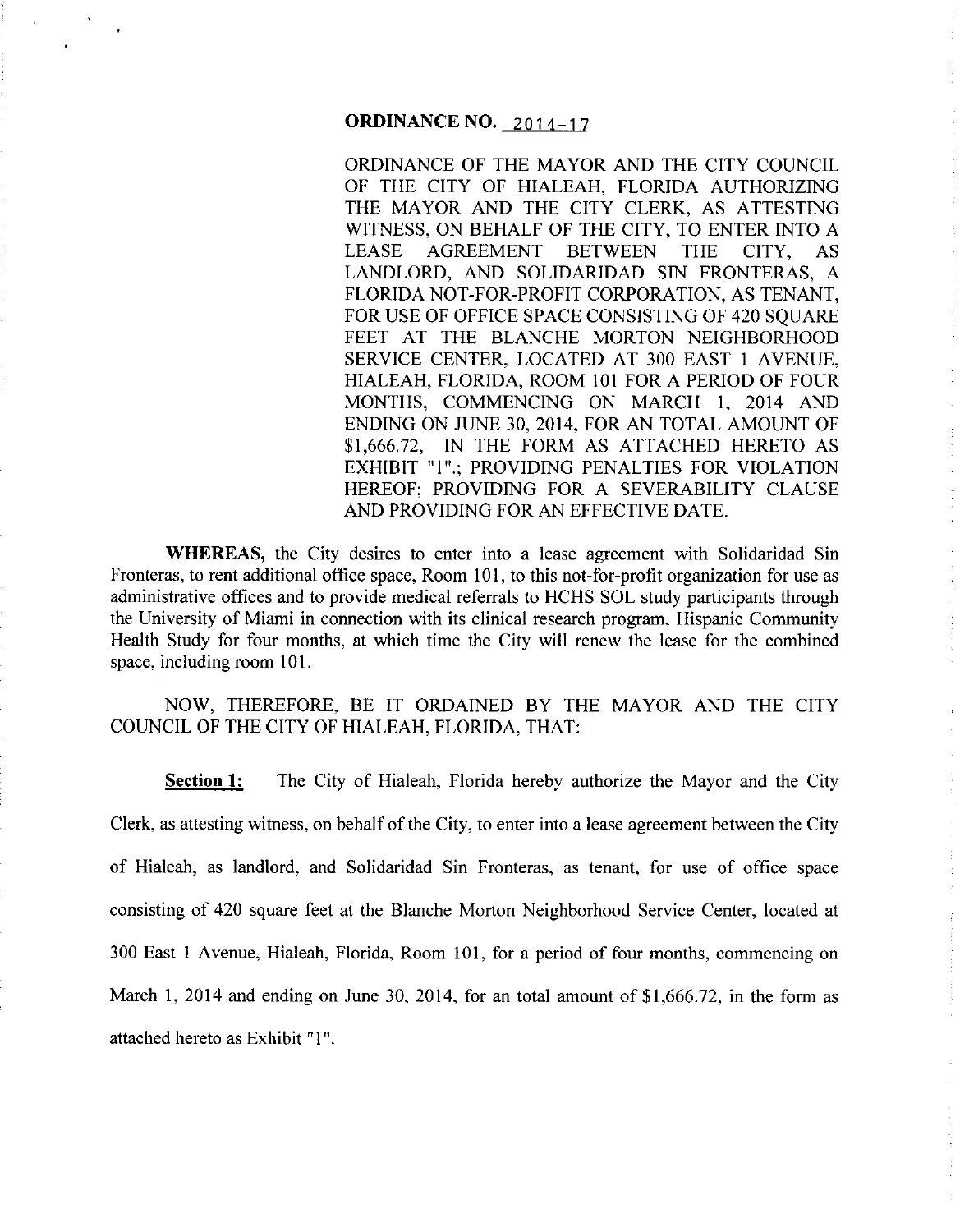## ORDINANCE NO. 2014-17

ORDINANCE OF THE MAYOR AND THE CITY COUNCIL OF THE CITY OF HIALEAH, FLORIDA AUTHORIZING THE MAYOR AND THE CITY CLERK, AS ATTESTING WITNESS, ON BEHALF OF THE CITY, TO ENTER INTO A LEASE AGREEMENT BETWEEN THE CITY, AS LANDLORD, AND SOLIDARIDAD SIN FRONTERAS, A FLORIDA NOT-FOR-PROFIT CORPORATION, AS TENANT, FOR USE OF OFFICE SPACE CONSISTING OF 420 SQUARE FEET AT THE BLANCHE MORTON NEIGHBORHOOD SERVICE CENTER, LOCATED AT 300 EAST 1 AVENUE, HIALEAH, FLORIDA, ROOM 101 FOR A PERIOD OF FOUR MONTHS, COMMENCING ON MARCH 1, 2014 AND ENDING ON JUNE 30, 2014, FOR AN TOTAL AMOUNT OF $1,666.72, IN THE FORM AS ATTACHED HERETO AS EXHIBIT "1".; PROVIDING PENALTIES FOR VIOLATION HEREOF; PROVIDING FOR A SEVERABILITY CLAUSE AND PROVIDING FOR AN EFFECTIVE DATE.

**WHEREAS,** the City desires to enter into a lease agreement with Solidaridad Sin Fronteras, to rent additional office space, Room 101, to this not-for-profit organization for use as administrative offices and to provide medical referrals to HCHS SOL study participants through the University of Miami in connection with its clinical research program, Hispanic Community Health Study for four months, at which time the City will renew the lease for the combined space, including room 101.

NOW, THEREFORE, BE IT ORDAINED BY THE MAYOR AND THE CITY COUNCIL OF THE CITY OF HIALEAH, FLORIDA, THAT:

**Section 1:** The City of Hialeah, Florida hereby authorize the Mayor and the City Clerk, as attesting witness, on behalf of the City, to enter into a lease agreement between the City of Hialeah, as landlord, and Solidaridad Sin Fronteras, as tenant, for use of office space consisting of 420 square feet at the Blanche Morton Neighborhood Service Center, located at 300 East 1 Avenue, Hialeah, Florida, Room 101, for a period of four months, commencing on March 1, 2014 and ending on June 30, 2014, for an total amount of $1,666.72, in the form as attached hereto as Exhibit "1".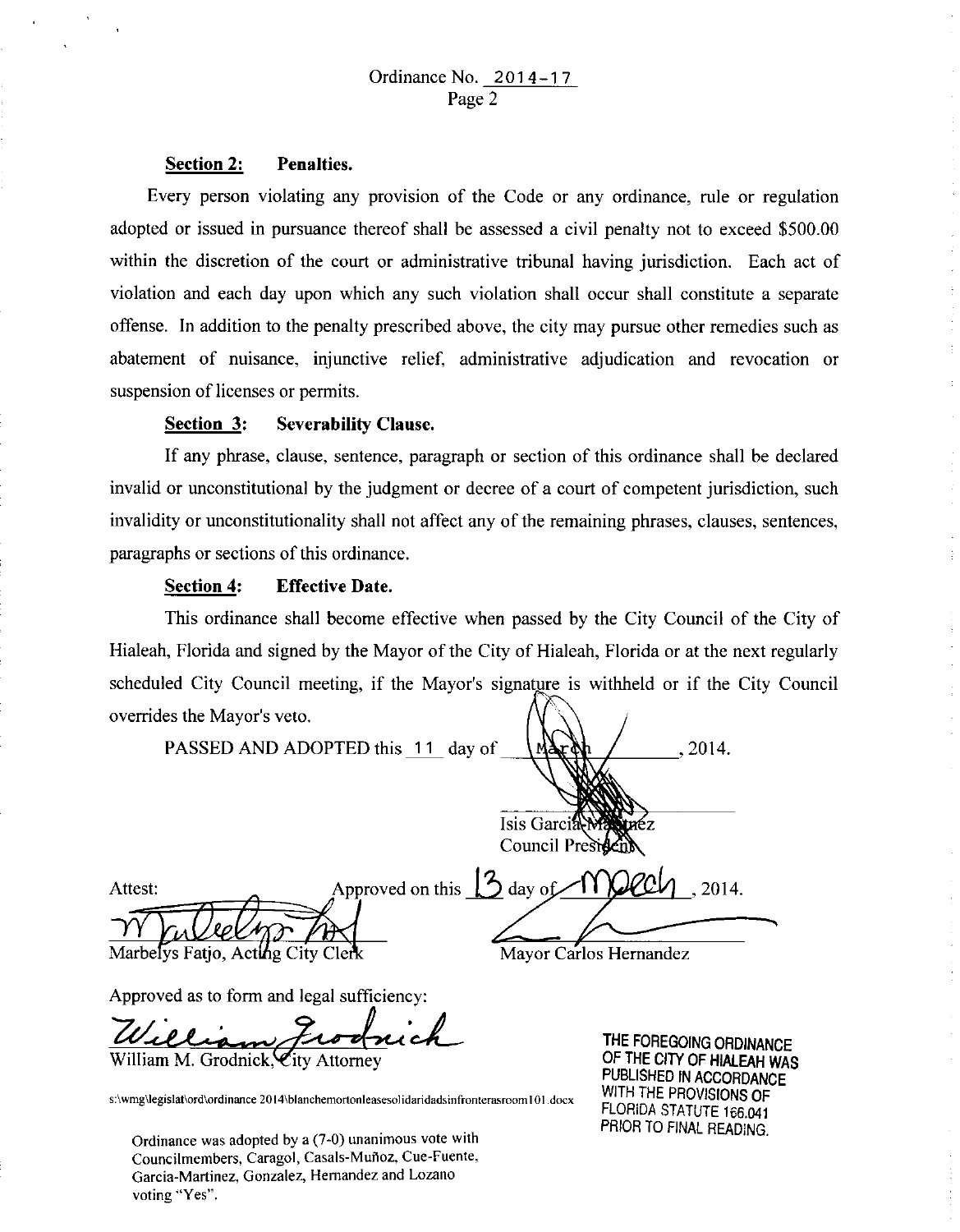Ordinance No. 2014-17
Page 2

**Section 2: Penalties.**

Every person violating any provision of the Code or any ordinance, rule or regulation adopted or issued in pursuance thereof shall be assessed a civil penalty not to exceed $500.00 within the discretion of the court or administrative tribunal having jurisdiction. Each act of violation and each day upon which any such violation shall occur shall constitute a separate offense. In addition to the penalty prescribed above, the city may pursue other remedies such as abatement of nuisance, injunctive relief, administrative adjudication and revocation or suspension of licenses or permits.

**Section 3: Severability Clause.**

If any phrase, clause, sentence, paragraph or section of this ordinance shall be declared invalid or unconstitutional by the judgment or decree of a court of competent jurisdiction, such invalidity or unconstitutionality shall not affect any of the remaining phrases, clauses, sentences, paragraphs or sections of this ordinance.

**Section 4: Effective Date.**

This ordinance shall become effective when passed by the City Council of the City of Hialeah, Florida and signed by the Mayor of the City of Hialeah, Florida or at the next regularly scheduled City Council meeting, if the Mayor's signature is withheld or if the City Council overrides the Mayor's veto.

PASSED AND ADOPTED this 11 day of March, 2014.

Isis Garcia-Martinez
Council President

Attest: Approved on this 13 day of March, 2014.

Marbelys Fatjo, Acting City Clerk

Mayor Carlos Hernandez

Approved as to form and legal sufficiency:

William M. Grodnick, City Attorney

s:\wmg\legislat\ord\ordinance 2014\blanchemortonleasesolidaridadsinfronterasroom101.docx

Ordinance was adopted by a (7-0) unanimous vote with Councilmembers, Caragol, Casals-Muñoz, Cue-Fuente, Garcia-Martinez, Gonzalez, Hernandez and Lozano voting "Yes".

THE FOREGOING ORDINANCE OF THE CITY OF HIALEAH WAS PUBLISHED IN ACCORDANCE WITH THE PROVISIONS OF FLORIDA STATUTE 166.041 PRIOR TO FINAL READING.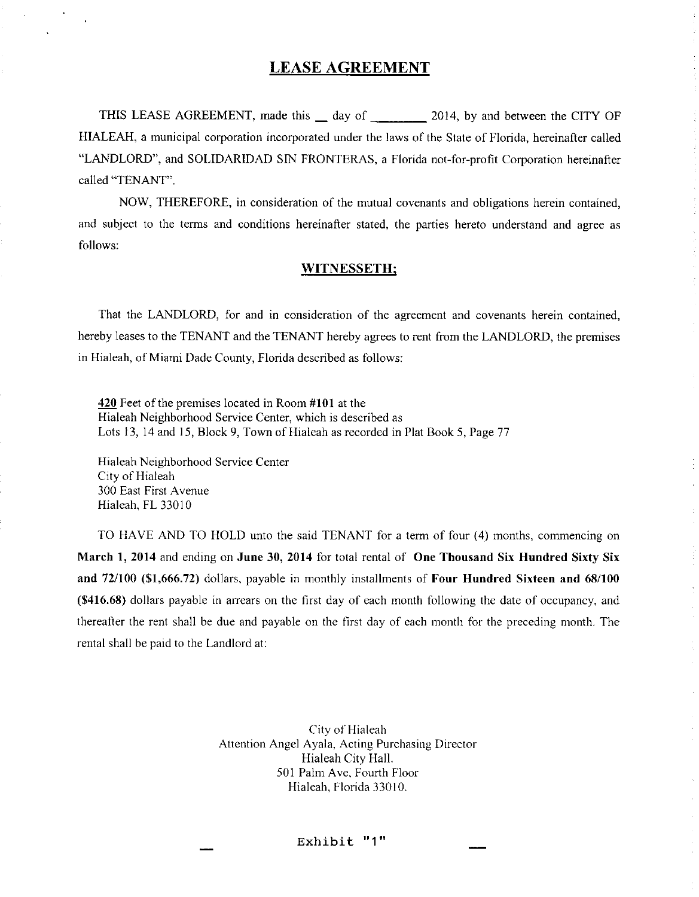# LEASE AGREEMENT

THIS LEASE AGREEMENT, made this __ day of ________ 2014, by and between the CITY OF HIALEAH, a municipal corporation incorporated under the laws of the State of Florida, hereinafter called "LANDLORD", and SOLIDARIDAD SIN FRONTERAS, a Florida not-for-profit Corporation hereinafter called "TENANT".

NOW, THEREFORE, in consideration of the mutual covenants and obligations herein contained, and subject to the terms and conditions hereinafter stated, the parties hereto understand and agree as follows:

## WITNESSETH;

That the LANDLORD, for and in consideration of the agreement and covenants herein contained, hereby leases to the TENANT and the TENANT hereby agrees to rent from the LANDLORD, the premises in Hialeah, of Miami Dade County, Florida described as follows:

**420** Feet of the premises located in Room **#101** at the
Hialeah Neighborhood Service Center, which is described as
Lots 13, 14 and 15, Block 9, Town of Hialeah as recorded in Plat Book 5, Page 77

Hialeah Neighborhood Service Center
City of Hialeah
300 East First Avenue
Hialeah, FL 33010

TO HAVE AND TO HOLD unto the said TENANT for a term of four (4) months, commencing on **March 1, 2014** and ending on **June 30, 2014** for total rental of **One Thousand Six Hundred Sixty Six and 72/100 ($1,666.72)** dollars, payable in monthly installments of **Four Hundred Sixteen and 68/100 ($416.68)** dollars payable in arrears on the first day of each month following the date of occupancy, and thereafter the rent shall be due and payable on the first day of each month for the preceding month. The rental shall be paid to the Landlord at:

City of Hialeah
Attention Angel Ayala, Acting Purchasing Director
Hialeah City Hall.
501 Palm Ave, Fourth Floor
Hialeah, Florida 33010.

Exhibit "1"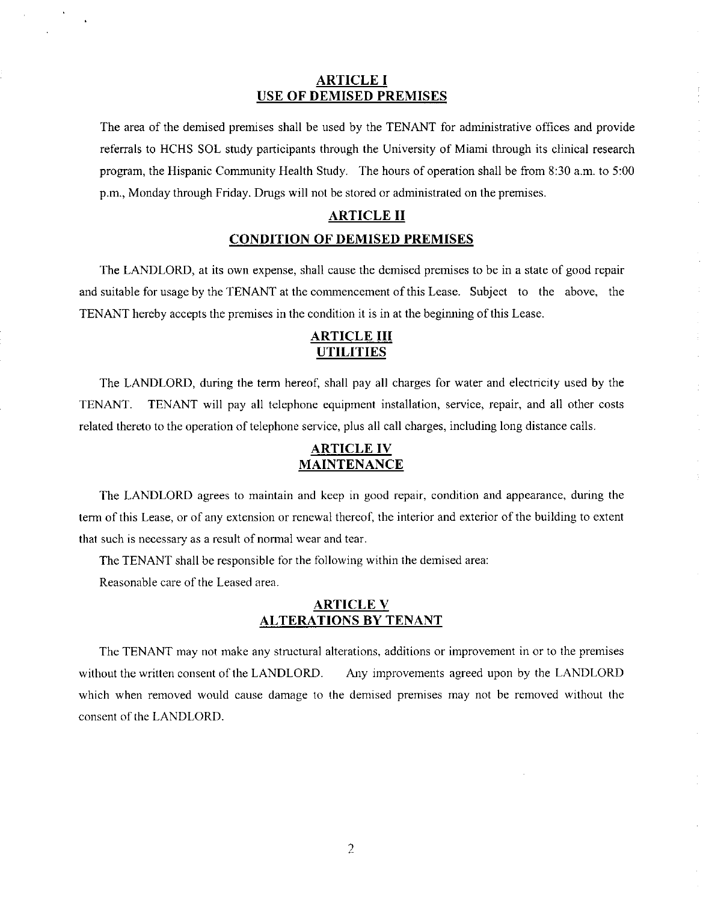## ARTICLE I
## USE OF DEMISED PREMISES

The area of the demised premises shall be used by the TENANT for administrative offices and provide referrals to HCHS SOL study participants through the University of Miami through its clinical research program, the Hispanic Community Health Study. The hours of operation shall be from 8:30 a.m. to 5:00 p.m., Monday through Friday. Drugs will not be stored or administrated on the premises.

## ARTICLE II
## CONDITION OF DEMISED PREMISES

The LANDLORD, at its own expense, shall cause the demised premises to be in a state of good repair and suitable for usage by the TENANT at the commencement of this Lease. Subject to the above, the TENANT hereby accepts the premises in the condition it is in at the beginning of this Lease.

## ARTICLE III
## UTILITIES

The LANDLORD, during the term hereof, shall pay all charges for water and electricity used by the TENANT. TENANT will pay all telephone equipment installation, service, repair, and all other costs related thereto to the operation of telephone service, plus all call charges, including long distance calls.

## ARTICLE IV
## MAINTENANCE

The LANDLORD agrees to maintain and keep in good repair, condition and appearance, during the term of this Lease, or of any extension or renewal thereof, the interior and exterior of the building to extent that such is necessary as a result of normal wear and tear.

The TENANT shall be responsible for the following within the demised area:

Reasonable care of the Leased area.

## ARTICLE V
## ALTERATIONS BY TENANT

The TENANT may not make any structural alterations, additions or improvement in or to the premises without the written consent of the LANDLORD. Any improvements agreed upon by the LANDLORD which when removed would cause damage to the demised premises may not be removed without the consent of the LANDLORD.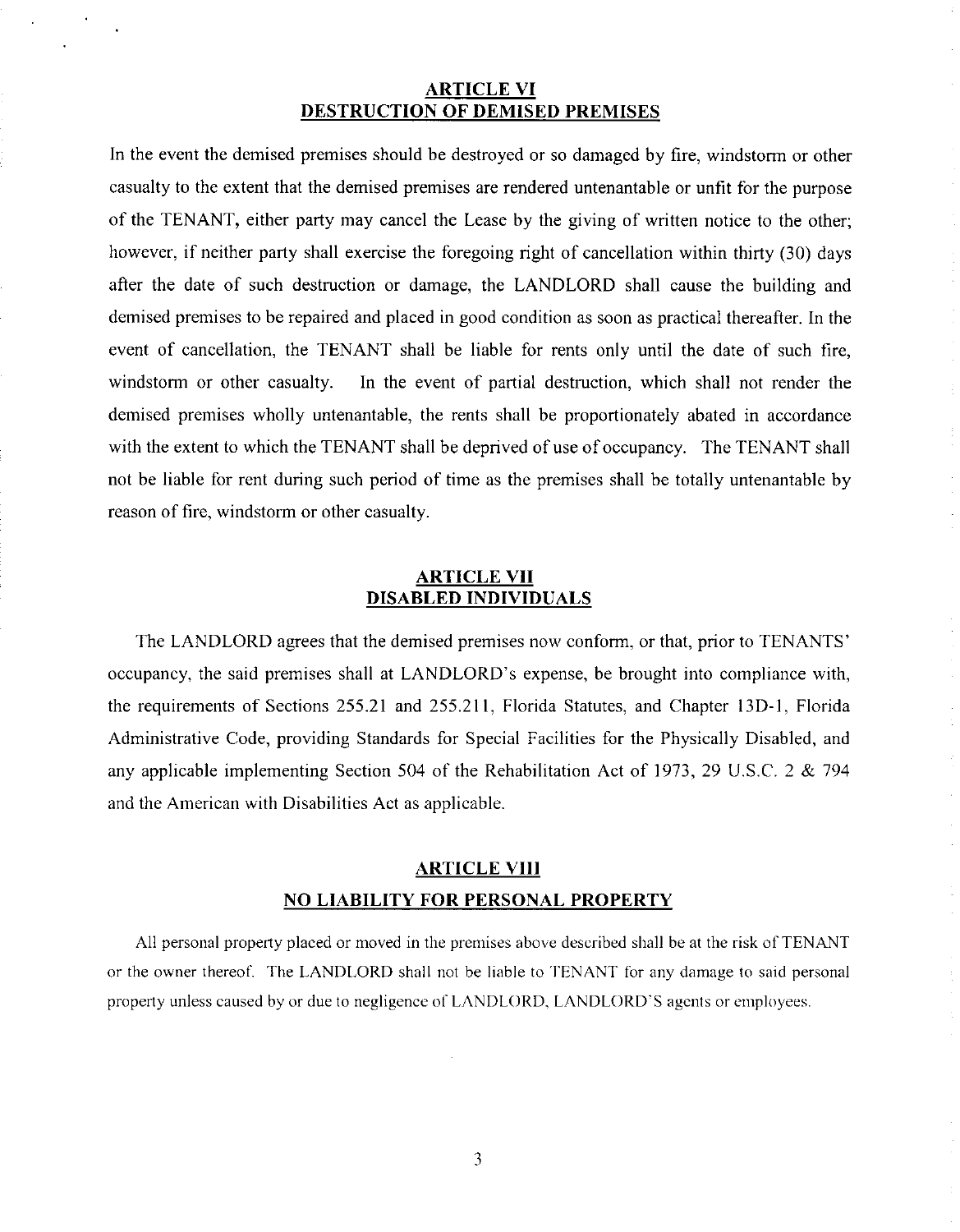## ARTICLE VI
## DESTRUCTION OF DEMISED PREMISES

In the event the demised premises should be destroyed or so damaged by fire, windstorm or other casualty to the extent that the demised premises are rendered untenantable or unfit for the purpose of the TENANT, either party may cancel the Lease by the giving of written notice to the other; however, if neither party shall exercise the foregoing right of cancellation within thirty (30) days after the date of such destruction or damage, the LANDLORD shall cause the building and demised premises to be repaired and placed in good condition as soon as practical thereafter. In the event of cancellation, the TENANT shall be liable for rents only until the date of such fire, windstorm or other casualty. In the event of partial destruction, which shall not render the demised premises wholly untenantable, the rents shall be proportionately abated in accordance with the extent to which the TENANT shall be deprived of use of occupancy. The TENANT shall not be liable for rent during such period of time as the premises shall be totally untenantable by reason of fire, windstorm or other casualty.

## ARTICLE VII
## DISABLED INDIVIDUALS

The LANDLORD agrees that the demised premises now conform, or that, prior to TENANTS' occupancy, the said premises shall at LANDLORD's expense, be brought into compliance with, the requirements of Sections 255.21 and 255.211, Florida Statutes, and Chapter 13D-1, Florida Administrative Code, providing Standards for Special Facilities for the Physically Disabled, and any applicable implementing Section 504 of the Rehabilitation Act of 1973, 29 U.S.C. 2 & 794 and the American with Disabilities Act as applicable.

## ARTICLE VIII
## NO LIABILITY FOR PERSONAL PROPERTY

All personal property placed or moved in the premises above described shall be at the risk of TENANT or the owner thereof. The LANDLORD shall not be liable to TENANT for any damage to said personal property unless caused by or due to negligence of LANDLORD, LANDLORD'S agents or employees.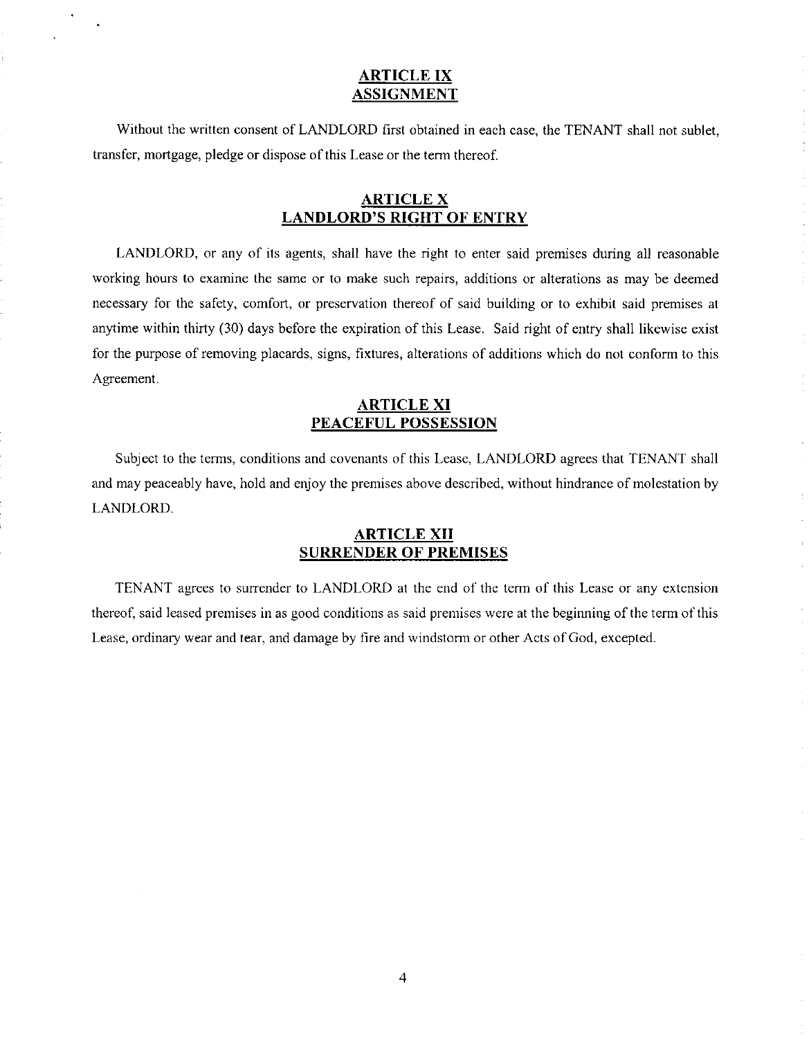## ARTICLE IX
## ASSIGNMENT

Without the written consent of LANDLORD first obtained in each case, the TENANT shall not sublet, transfer, mortgage, pledge or dispose of this Lease or the term thereof.

## ARTICLE X
## LANDLORD'S RIGHT OF ENTRY

LANDLORD, or any of its agents, shall have the right to enter said premises during all reasonable working hours to examine the same or to make such repairs, additions or alterations as may be deemed necessary for the safety, comfort, or preservation thereof of said building or to exhibit said premises at anytime within thirty (30) days before the expiration of this Lease. Said right of entry shall likewise exist for the purpose of removing placards, signs, fixtures, alterations of additions which do not conform to this Agreement.

## ARTICLE XI
## PEACEFUL POSSESSION

Subject to the terms, conditions and covenants of this Lease, LANDLORD agrees that TENANT shall and may peaceably have, hold and enjoy the premises above described, without hindrance of molestation by LANDLORD.

## ARTICLE XII
## SURRENDER OF PREMISES

TENANT agrees to surrender to LANDLORD at the end of the term of this Lease or any extension thereof, said leased premises in as good conditions as said premises were at the beginning of the term of this Lease, ordinary wear and tear, and damage by fire and windstorm or other Acts of God, excepted.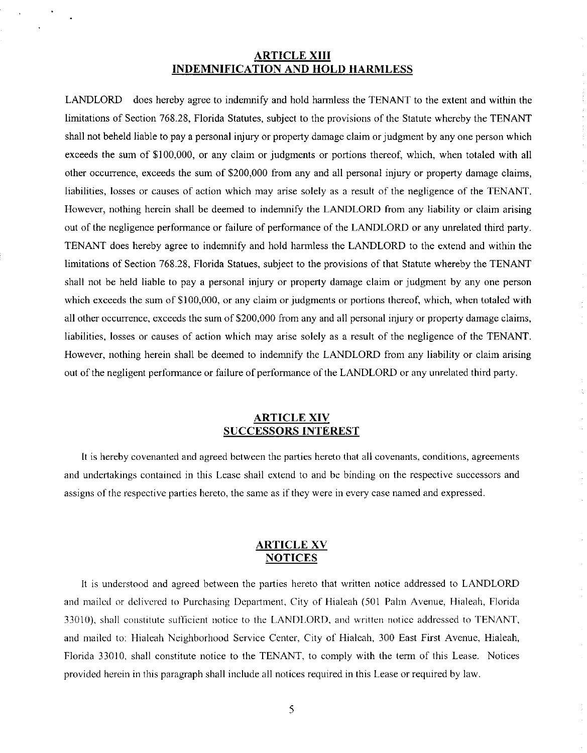## ARTICLE XIII
## INDEMNIFICATION AND HOLD HARMLESS

LANDLORD does hereby agree to indemnify and hold harmless the TENANT to the extent and within the limitations of Section 768.28, Florida Statutes, subject to the provisions of the Statute whereby the TENANT shall not beheld liable to pay a personal injury or property damage claim or judgment by any one person which exceeds the sum of $100,000, or any claim or judgments or portions thereof, which, when totaled with all other occurrence, exceeds the sum of $200,000 from any and all personal injury or property damage claims, liabilities, losses or causes of action which may arise solely as a result of the negligence of the TENANT. However, nothing herein shall be deemed to indemnify the LANDLORD from any liability or claim arising out of the negligence performance or failure of performance of the LANDLORD or any unrelated third party. TENANT does hereby agree to indemnify and hold harmless the LANDLORD to the extend and within the limitations of Section 768.28, Florida Statues, subject to the provisions of that Statute whereby the TENANT shall not be held liable to pay a personal injury or property damage claim or judgment by any one person which exceeds the sum of $100,000, or any claim or judgments or portions thereof, which, when totaled with all other occurrence, exceeds the sum of $200,000 from any and all personal injury or property damage claims, liabilities, losses or causes of action which may arise solely as a result of the negligence of the TENANT. However, nothing herein shall be deemed to indemnify the LANDLORD from any liability or claim arising out of the negligent performance or failure of performance of the LANDLORD or any unrelated third party.

## ARTICLE XIV
## SUCCESSORS INTEREST

It is hereby covenanted and agreed between the parties hereto that all covenants, conditions, agreements and undertakings contained in this Lease shall extend to and be binding on the respective successors and assigns of the respective parties hereto, the same as if they were in every case named and expressed.

## ARTICLE XV
## NOTICES

It is understood and agreed between the parties hereto that written notice addressed to LANDLORD and mailed or delivered to Purchasing Department, City of Hialeah (501 Palm Avenue, Hialeah, Florida 33010), shall constitute sufficient notice to the LANDLORD, and written notice addressed to TENANT, and mailed to: Hialeah Neighborhood Service Center, City of Hialeah, 300 East First Avenue, Hialeah, Florida 33010, shall constitute notice to the TENANT, to comply with the term of this Lease. Notices provided herein in this paragraph shall include all notices required in this Lease or required by law.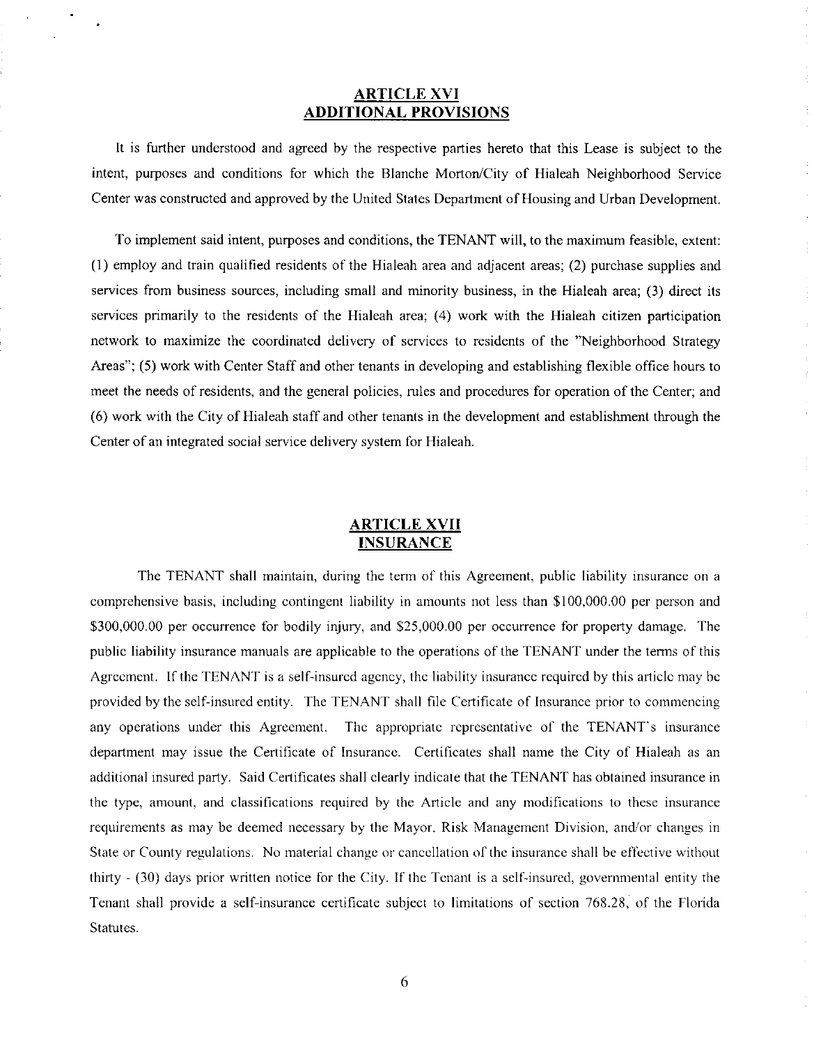## ARTICLE XVI
## ADDITIONAL PROVISIONS

It is further understood and agreed by the respective parties hereto that this Lease is subject to the intent, purposes and conditions for which the Blanche Morton/City of Hialeah Neighborhood Service Center was constructed and approved by the United States Department of Housing and Urban Development.

To implement said intent, purposes and conditions, the TENANT will, to the maximum feasible, extent: (1) employ and train qualified residents of the Hialeah area and adjacent areas; (2) purchase supplies and services from business sources, including small and minority business, in the Hialeah area; (3) direct its services primarily to the residents of the Hialeah area; (4) work with the Hialeah citizen participation network to maximize the coordinated delivery of services to residents of the "Neighborhood Strategy Areas"; (5) work with Center Staff and other tenants in developing and establishing flexible office hours to meet the needs of residents, and the general policies, rules and procedures for operation of the Center; and (6) work with the City of Hialeah staff and other tenants in the development and establishment through the Center of an integrated social service delivery system for Hialeah.

## ARTICLE XVII
## INSURANCE

The TENANT shall maintain, during the term of this Agreement, public liability insurance on a comprehensive basis, including contingent liability in amounts not less than $100,000.00 per person and $300,000.00 per occurrence for bodily injury, and $25,000.00 per occurrence for property damage. The public liability insurance manuals are applicable to the operations of the TENANT under the terms of this Agreement. If the TENANT is a self-insured agency, the liability insurance required by this article may be provided by the self-insured entity. The TENANT shall file Certificate of Insurance prior to commencing any operations under this Agreement. The appropriate representative of the TENANT's insurance department may issue the Certificate of Insurance. Certificates shall name the City of Hialeah as an additional insured party. Said Certificates shall clearly indicate that the TENANT has obtained insurance in the type, amount, and classifications required by the Article and any modifications to these insurance requirements as may be deemed necessary by the Mayor, Risk Management Division, and/or changes in State or County regulations. No material change or cancellation of the insurance shall be effective without thirty - (30) days prior written notice for the City. If the Tenant is a self-insured, governmental entity the Tenant shall provide a self-insurance certificate subject to limitations of section 768.28, of the Florida Statutes.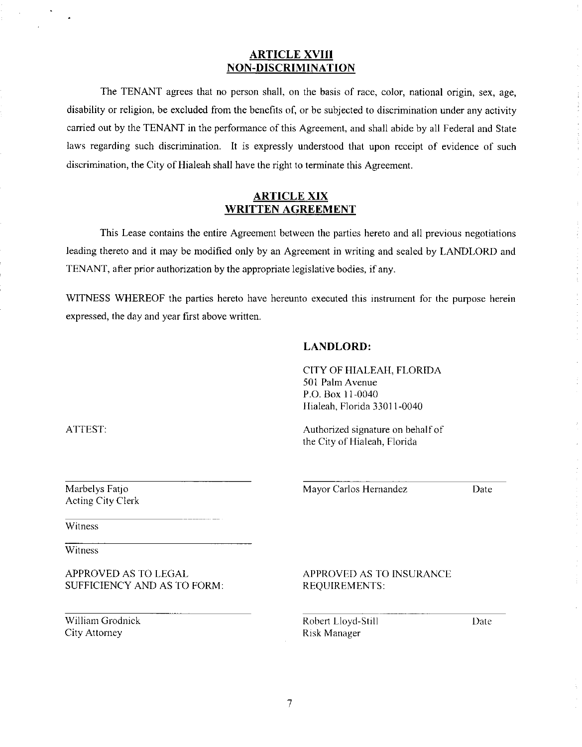## ARTICLE XVIII
## NON-DISCRIMINATION

The TENANT agrees that no person shall, on the basis of race, color, national origin, sex, age, disability or religion, be excluded from the benefits of, or be subjected to discrimination under any activity carried out by the TENANT in the performance of this Agreement, and shall abide by all Federal and State laws regarding such discrimination. It is expressly understood that upon receipt of evidence of such discrimination, the City of Hialeah shall have the right to terminate this Agreement.

## ARTICLE XIX
## WRITTEN AGREEMENT

This Lease contains the entire Agreement between the parties hereto and all previous negotiations leading thereto and it may be modified only by an Agreement in writing and sealed by LANDLORD and TENANT, after prior authorization by the appropriate legislative bodies, if any.

WITNESS WHEREOF the parties hereto have hereunto executed this instrument for the purpose herein expressed, the day and year first above written.

**LANDLORD:**

CITY OF HIALEAH, FLORIDA
501 Palm Avenue
P.O. Box 11-0040
Hialeah, Florida 33011-0040

ATTEST:

Authorized signature on behalf of
the City of Hialeah, Florida

_______________________________
Marbelys Fatjo
Acting City Clerk

_______________________________
Mayor Carlos Hernandez Date

_______________________________
Witness

_______________________________
Witness

APPROVED AS TO LEGAL
SUFFICIENCY AND AS TO FORM:

_______________________________
William Grodnick
City Attorney

APPROVED AS TO INSURANCE
REQUIREMENTS:

_______________________________
Robert Lloyd-Still Date
Risk Manager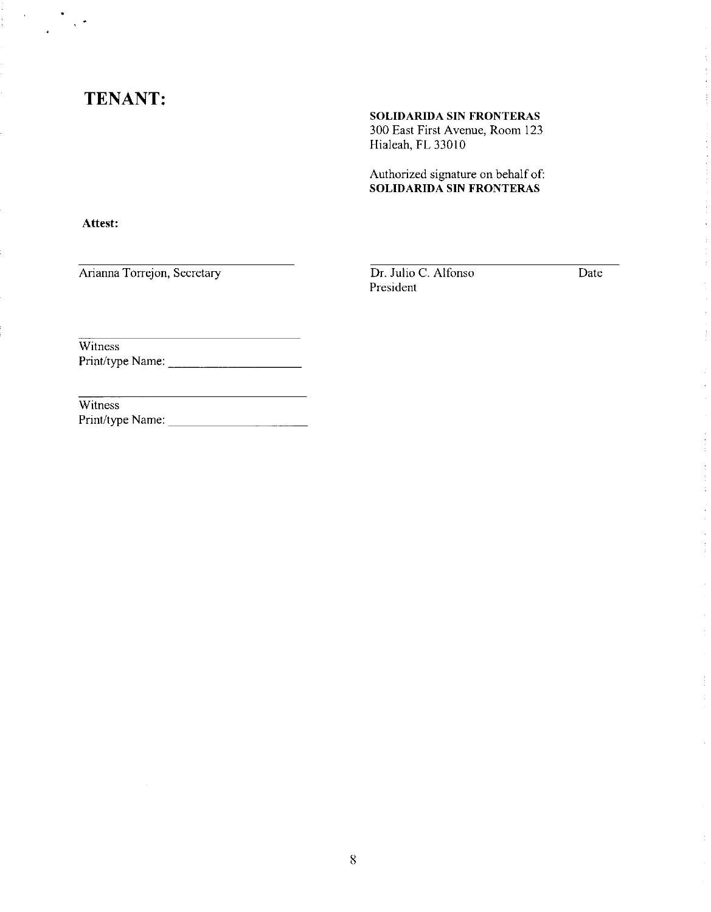# TENANT:

**SOLIDARIDA SIN FRONTERAS**
300 East First Avenue, Room 123
Hialeah, FL 33010

Authorized signature on behalf of:
**SOLIDARIDA SIN FRONTERAS**

**Attest:**

______________________________
Arianna Torrejon, Secretary

______________________________
Dr. Julio C. Alfonso — Date
President

______________________________
Witness
Print/type Name: ______________________

______________________________
Witness
Print/type Name: ______________________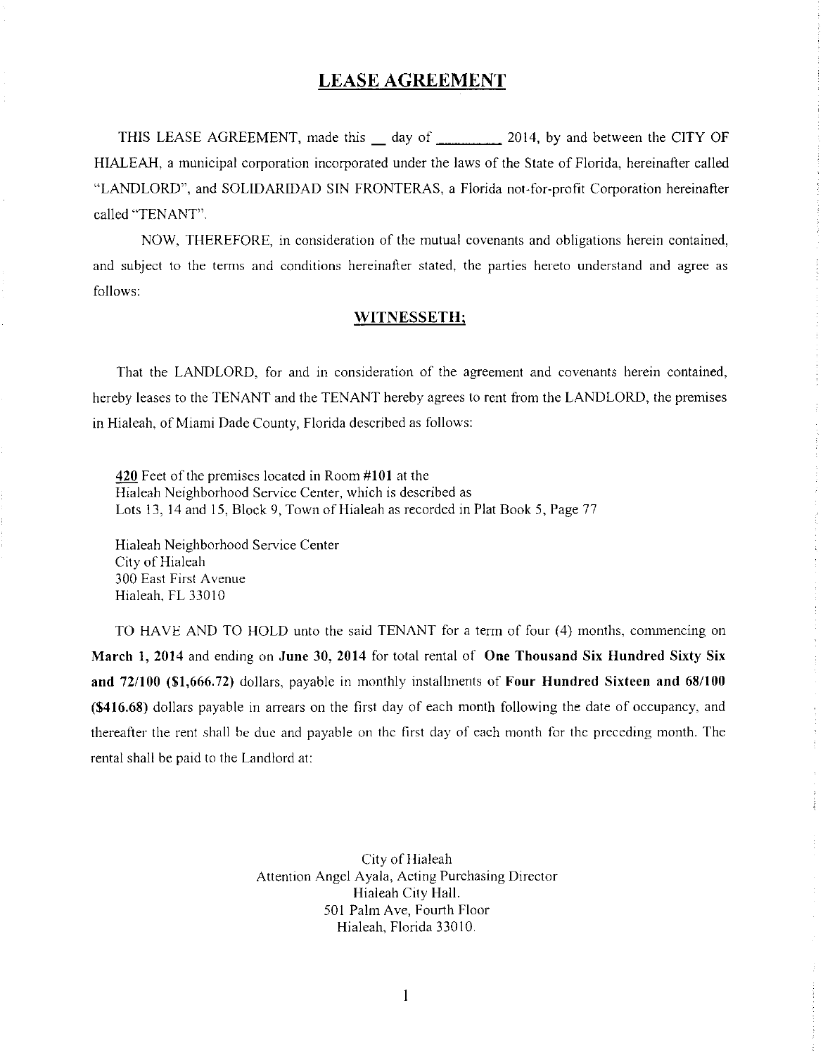# LEASE AGREEMENT

THIS LEASE AGREEMENT, made this __ day of ________ 2014, by and between the CITY OF HIALEAH, a municipal corporation incorporated under the laws of the State of Florida, hereinafter called "LANDLORD", and SOLIDARIDAD SIN FRONTERAS, a Florida not-for-profit Corporation hereinafter called "TENANT".

NOW, THEREFORE, in consideration of the mutual covenants and obligations herein contained, and subject to the terms and conditions hereinafter stated, the parties hereto understand and agree as follows:

## WITNESSETH;

That the LANDLORD, for and in consideration of the agreement and covenants herein contained, hereby leases to the TENANT and the TENANT hereby agrees to rent from the LANDLORD, the premises in Hialeah, of Miami Dade County, Florida described as follows:

420 Feet of the premises located in Room **#101** at the
Hialeah Neighborhood Service Center, which is described as
Lots 13, 14 and 15, Block 9, Town of Hialeah as recorded in Plat Book 5, Page 77

Hialeah Neighborhood Service Center
City of Hialeah
300 East First Avenue
Hialeah, FL 33010

TO HAVE AND TO HOLD unto the said TENANT for a term of four (4) months, commencing on **March 1, 2014** and ending on **June 30, 2014** for total rental of **One Thousand Six Hundred Sixty Six and 72/100 ($1,666.72)** dollars, payable in monthly installments of **Four Hundred Sixteen and 68/100 ($416.68)** dollars payable in arrears on the first day of each month following the date of occupancy, and thereafter the rent shall be due and payable on the first day of each month for the preceding month. The rental shall be paid to the Landlord at:

City of Hialeah
Attention Angel Ayala, Acting Purchasing Director
Hialeah City Hall.
501 Palm Ave, Fourth Floor
Hialeah, Florida 33010.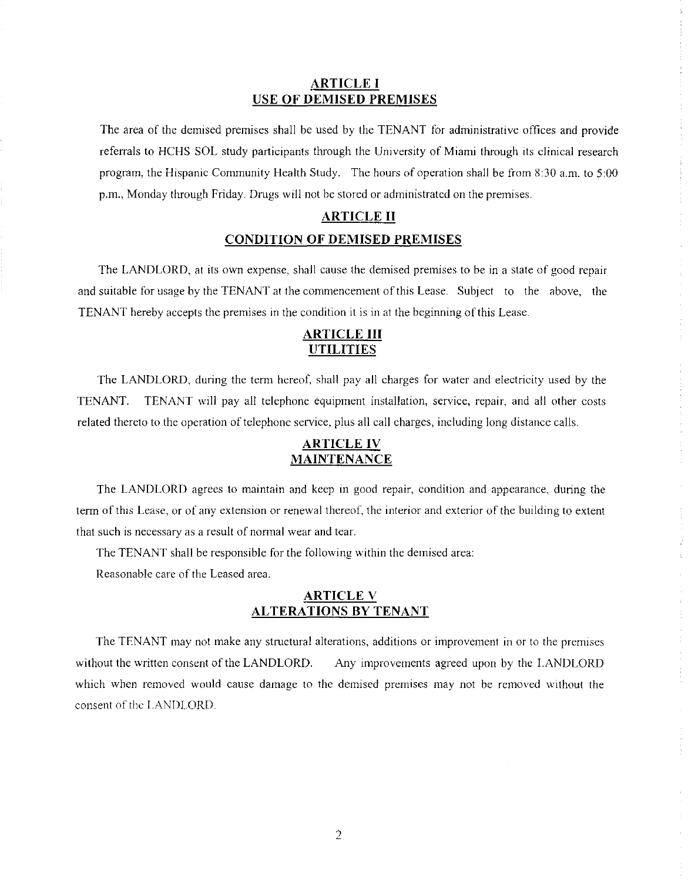## ARTICLE I
## USE OF DEMISED PREMISES

The area of the demised premises shall be used by the TENANT for administrative offices and provide referrals to HCHS SOL study participants through the University of Miami through its clinical research program, the Hispanic Community Health Study. The hours of operation shall be from 8:30 a.m. to 5:00 p.m., Monday through Friday. Drugs will not be stored or administrated on the premises.

## ARTICLE II
## CONDITION OF DEMISED PREMISES

The LANDLORD, at its own expense, shall cause the demised premises to be in a state of good repair and suitable for usage by the TENANT at the commencement of this Lease. Subject to the above, the TENANT hereby accepts the premises in the condition it is in at the beginning of this Lease.

## ARTICLE III
## UTILITIES

The LANDLORD, during the term hereof, shall pay all charges for water and electricity used by the TENANT. TENANT will pay all telephone equipment installation, service, repair, and all other costs related thereto to the operation of telephone service, plus all call charges, including long distance calls.

## ARTICLE IV
## MAINTENANCE

The LANDLORD agrees to maintain and keep in good repair, condition and appearance, during the term of this Lease, or of any extension or renewal thereof, the interior and exterior of the building to extent that such is necessary as a result of normal wear and tear.

The TENANT shall be responsible for the following within the demised area:

Reasonable care of the Leased area.

## ARTICLE V
## ALTERATIONS BY TENANT

The TENANT may not make any structural alterations, additions or improvement in or to the premises without the written consent of the LANDLORD. Any improvements agreed upon by the LANDLORD which when removed would cause damage to the demised premises may not be removed without the consent of the LANDLORD.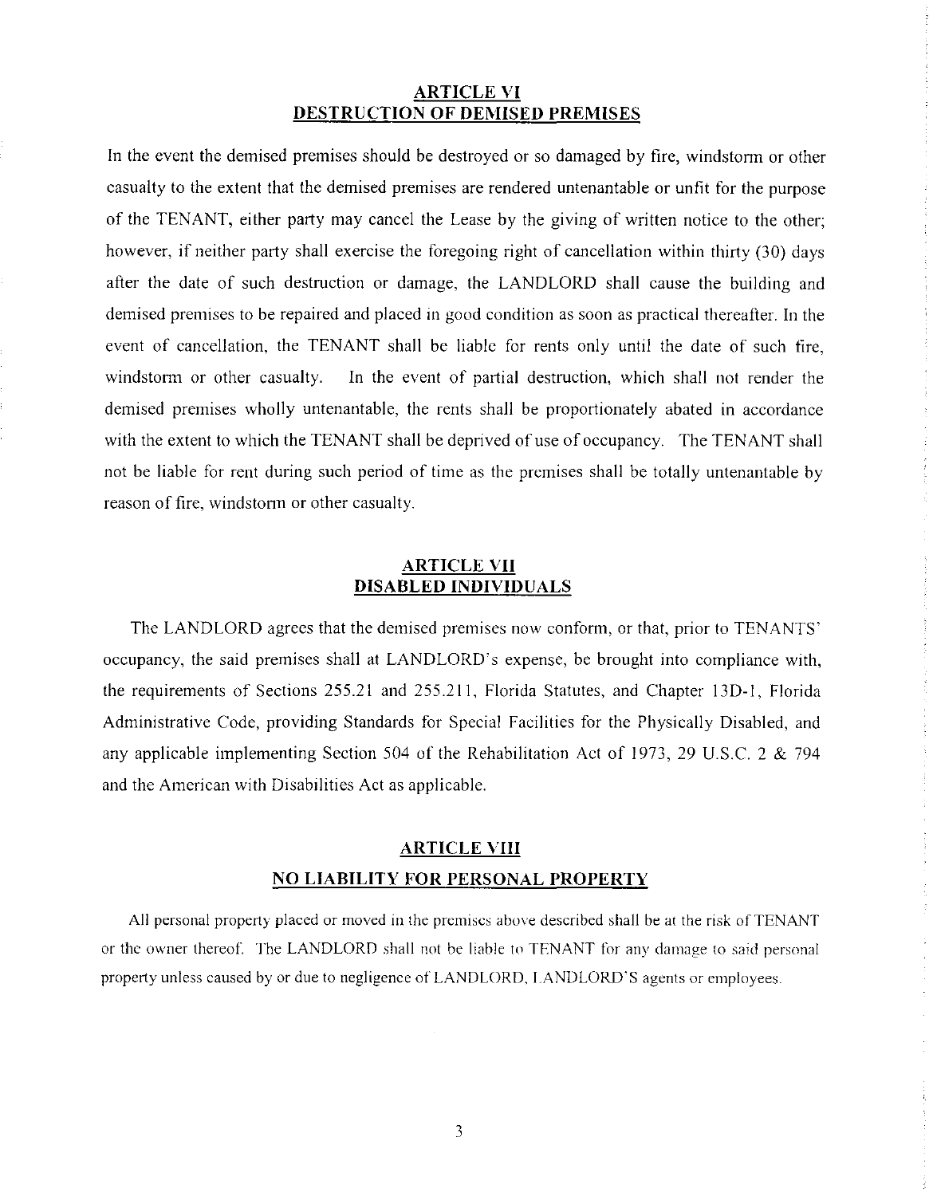## ARTICLE VI
## DESTRUCTION OF DEMISED PREMISES

In the event the demised premises should be destroyed or so damaged by fire, windstorm or other casualty to the extent that the demised premises are rendered untenantable or unfit for the purpose of the TENANT, either party may cancel the Lease by the giving of written notice to the other; however, if neither party shall exercise the foregoing right of cancellation within thirty (30) days after the date of such destruction or damage, the LANDLORD shall cause the building and demised premises to be repaired and placed in good condition as soon as practical thereafter. In the event of cancellation, the TENANT shall be liable for rents only until the date of such fire, windstorm or other casualty. In the event of partial destruction, which shall not render the demised premises wholly untenantable, the rents shall be proportionately abated in accordance with the extent to which the TENANT shall be deprived of use of occupancy. The TENANT shall not be liable for rent during such period of time as the premises shall be totally untenantable by reason of fire, windstorm or other casualty.

## ARTICLE VII
## DISABLED INDIVIDUALS

The LANDLORD agrees that the demised premises now conform, or that, prior to TENANTS' occupancy, the said premises shall at LANDLORD's expense, be brought into compliance with, the requirements of Sections 255.21 and 255.211, Florida Statutes, and Chapter 13D-1, Florida Administrative Code, providing Standards for Special Facilities for the Physically Disabled, and any applicable implementing Section 504 of the Rehabilitation Act of 1973, 29 U.S.C. 2 & 794 and the American with Disabilities Act as applicable.

## ARTICLE VIII
## NO LIABILITY FOR PERSONAL PROPERTY

All personal property placed or moved in the premises above described shall be at the risk of TENANT or the owner thereof. The LANDLORD shall not be liable to TENANT for any damage to said personal property unless caused by or due to negligence of LANDLORD, LANDLORD'S agents or employees.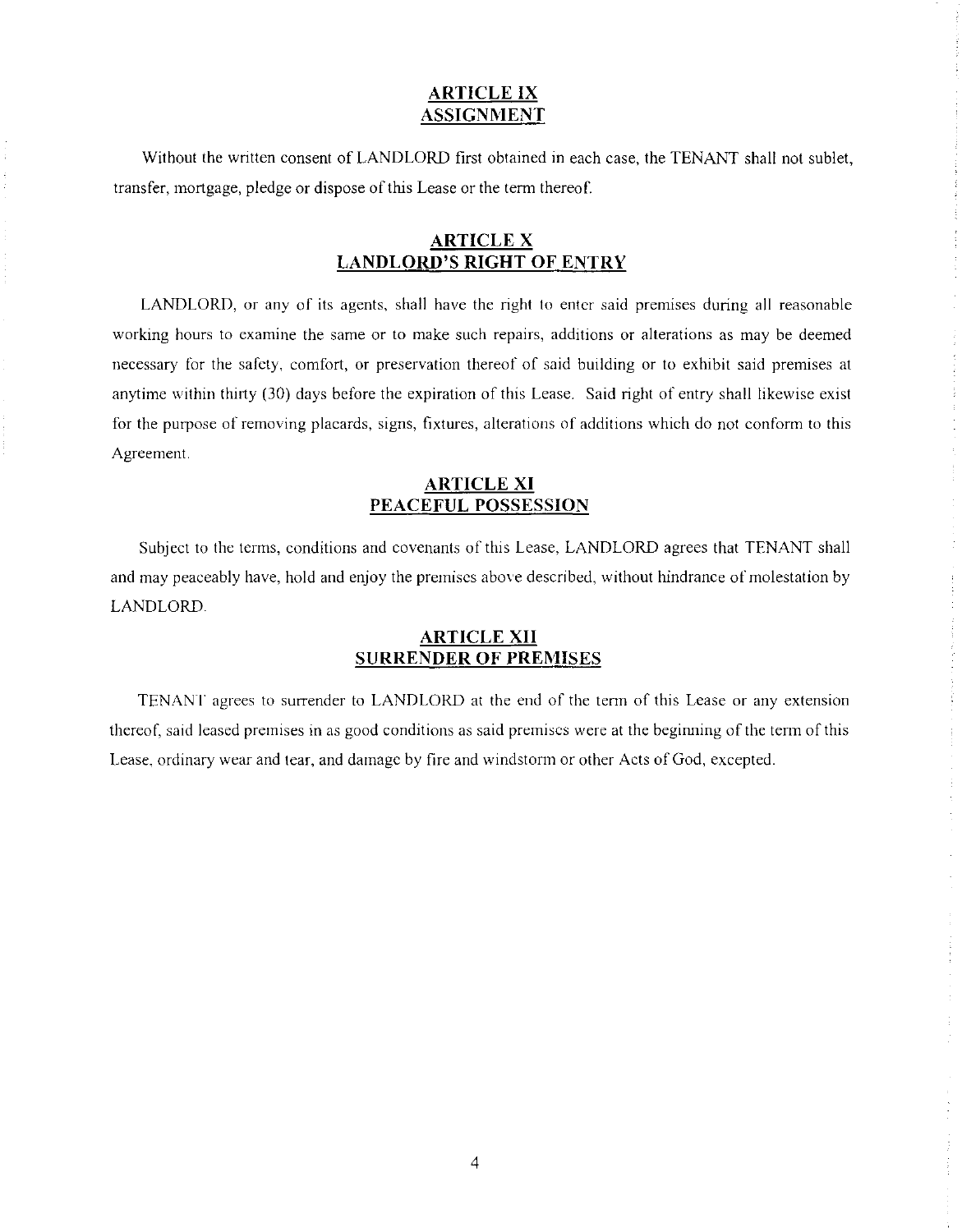## ARTICLE IX
## ASSIGNMENT

Without the written consent of LANDLORD first obtained in each case, the TENANT shall not sublet, transfer, mortgage, pledge or dispose of this Lease or the term thereof.

## ARTICLE X
## LANDLORD'S RIGHT OF ENTRY

LANDLORD, or any of its agents, shall have the right to enter said premises during all reasonable working hours to examine the same or to make such repairs, additions or alterations as may be deemed necessary for the safety, comfort, or preservation thereof of said building or to exhibit said premises at anytime within thirty (30) days before the expiration of this Lease. Said right of entry shall likewise exist for the purpose of removing placards, signs, fixtures, alterations of additions which do not conform to this Agreement.

## ARTICLE XI
## PEACEFUL POSSESSION

Subject to the terms, conditions and covenants of this Lease, LANDLORD agrees that TENANT shall and may peaceably have, hold and enjoy the premises above described, without hindrance of molestation by LANDLORD.

## ARTICLE XII
## SURRENDER OF PREMISES

TENANT agrees to surrender to LANDLORD at the end of the term of this Lease or any extension thereof, said leased premises in as good conditions as said premises were at the beginning of the term of this Lease, ordinary wear and tear, and damage by fire and windstorm or other Acts of God, excepted.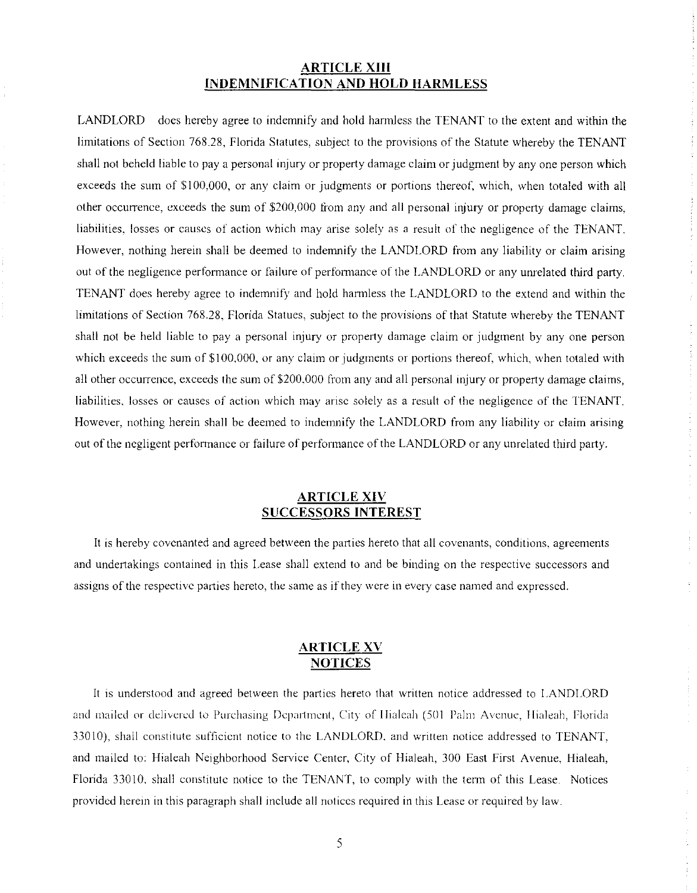## ARTICLE XIII
## INDEMNIFICATION AND HOLD HARMLESS

LANDLORD does hereby agree to indemnify and hold harmless the TENANT to the extent and within the limitations of Section 768.28, Florida Statutes, subject to the provisions of the Statute whereby the TENANT shall not beheld liable to pay a personal injury or property damage claim or judgment by any one person which exceeds the sum of $100,000, or any claim or judgments or portions thereof, which, when totaled with all other occurrence, exceeds the sum of $200,000 from any and all personal injury or property damage claims, liabilities, losses or causes of action which may arise solely as a result of the negligence of the TENANT. However, nothing herein shall be deemed to indemnify the LANDLORD from any liability or claim arising out of the negligence performance or failure of performance of the LANDLORD or any unrelated third party. TENANT does hereby agree to indemnify and hold harmless the LANDLORD to the extend and within the limitations of Section 768.28, Florida Statues, subject to the provisions of that Statute whereby the TENANT shall not be held liable to pay a personal injury or property damage claim or judgment by any one person which exceeds the sum of $100,000, or any claim or judgments or portions thereof, which, when totaled with all other occurrence, exceeds the sum of $200,000 from any and all personal injury or property damage claims, liabilities, losses or causes of action which may arise solely as a result of the negligence of the TENANT. However, nothing herein shall be deemed to indemnify the LANDLORD from any liability or claim arising out of the negligent performance or failure of performance of the LANDLORD or any unrelated third party.

## ARTICLE XIV
## SUCCESSORS INTEREST

It is hereby covenanted and agreed between the parties hereto that all covenants, conditions, agreements and undertakings contained in this Lease shall extend to and be binding on the respective successors and assigns of the respective parties hereto, the same as if they were in every case named and expressed.

## ARTICLE XV
## NOTICES

It is understood and agreed between the parties hereto that written notice addressed to LANDLORD and mailed or delivered to Purchasing Department, City of Hialeah (501 Palm Avenue, Hialeah, Florida 33010), shall constitute sufficient notice to the LANDLORD. and written notice addressed to TENANT, and mailed to: Hialeah Neighborhood Service Center, City of Hialeah, 300 East First Avenue, Hialeah, Florida 33010, shall constitute notice to the TENANT, to comply with the term of this Lease. Notices provided herein in this paragraph shall include all notices required in this Lease or required by law.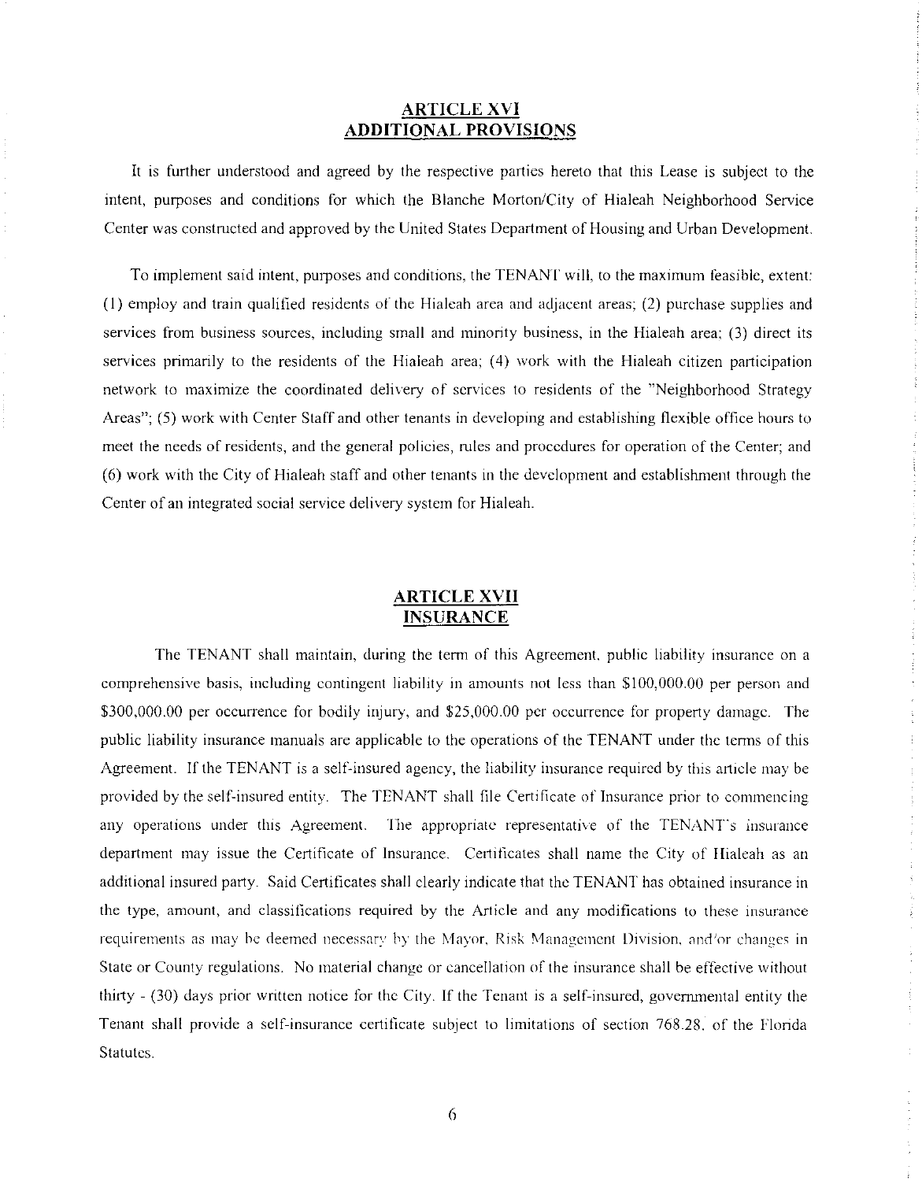## ARTICLE XVI
## ADDITIONAL PROVISIONS

It is further understood and agreed by the respective parties hereto that this Lease is subject to the intent, purposes and conditions for which the Blanche Morton/City of Hialeah Neighborhood Service Center was constructed and approved by the United States Department of Housing and Urban Development.

To implement said intent, purposes and conditions, the TENANT will, to the maximum feasible, extent: (1) employ and train qualified residents of the Hialeah area and adjacent areas; (2) purchase supplies and services from business sources, including small and minority business, in the Hialeah area; (3) direct its services primarily to the residents of the Hialeah area; (4) work with the Hialeah citizen participation network to maximize the coordinated delivery of services to residents of the "Neighborhood Strategy Areas"; (5) work with Center Staff and other tenants in developing and establishing flexible office hours to meet the needs of residents, and the general policies, rules and procedures for operation of the Center; and (6) work with the City of Hialeah staff and other tenants in the development and establishment through the Center of an integrated social service delivery system for Hialeah.

## ARTICLE XVII
## INSURANCE

The TENANT shall maintain, during the term of this Agreement, public liability insurance on a comprehensive basis, including contingent liability in amounts not less than $100,000.00 per person and $300,000.00 per occurrence for bodily injury, and $25,000.00 per occurrence for property damage. The public liability insurance manuals are applicable to the operations of the TENANT under the terms of this Agreement. If the TENANT is a self-insured agency, the liability insurance required by this article may be provided by the self-insured entity. The TENANT shall file Certificate of Insurance prior to commencing any operations under this Agreement. The appropriate representative of the TENANT's insurance department may issue the Certificate of Insurance. Certificates shall name the City of Hialeah as an additional insured party. Said Certificates shall clearly indicate that the TENANT has obtained insurance in the type, amount, and classifications required by the Article and any modifications to these insurance requirements as may be deemed necessary by the Mayor, Risk Management Division, and/or changes in State or County regulations. No material change or cancellation of the insurance shall be effective without thirty - (30) days prior written notice for the City. If the Tenant is a self-insured, governmental entity the Tenant shall provide a self-insurance certificate subject to limitations of section 768.28, of the Florida Statutes.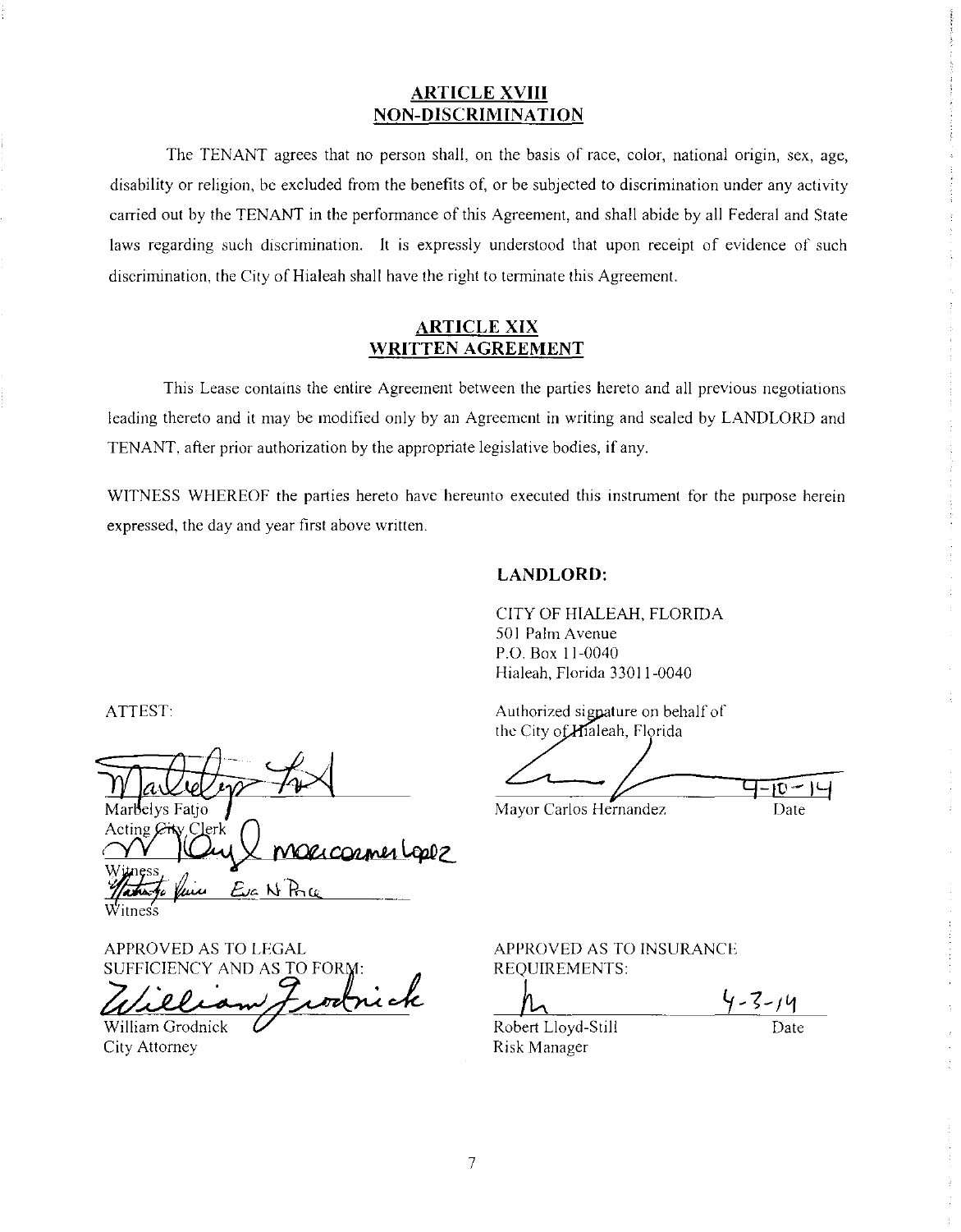## ARTICLE XVIII
## NON-DISCRIMINATION

The TENANT agrees that no person shall, on the basis of race, color, national origin, sex, age, disability or religion, be excluded from the benefits of, or be subjected to discrimination under any activity carried out by the TENANT in the performance of this Agreement, and shall abide by all Federal and State laws regarding such discrimination. It is expressly understood that upon receipt of evidence of such discrimination, the City of Hialeah shall have the right to terminate this Agreement.

## ARTICLE XIX
## WRITTEN AGREEMENT

This Lease contains the entire Agreement between the parties hereto and all previous negotiations leading thereto and it may be modified only by an Agreement in writing and sealed by LANDLORD and TENANT, after prior authorization by the appropriate legislative bodies, if any.

WITNESS WHEREOF the parties hereto have hereunto executed this instrument for the purpose herein expressed, the day and year first above written.

**LANDLORD:**

CITY OF HIALEAH, FLORIDA
501 Palm Avenue
P.O. Box 11-0040
Hialeah, Florida 33011-0040

ATTEST:

Authorized signature on behalf of the City of Hialeah, Florida

Marbelys Fatjo
Acting City Clerk

Mayor Carlos Hernandez — Date: 4-10-14

Witness: Maricarmen Lopez

Witness: Eva N Price

APPROVED AS TO LEGAL SUFFICIENCY AND AS TO FORM:

William Grodnick
City Attorney

APPROVED AS TO INSURANCE REQUIREMENTS:

Robert Lloyd-Still
Risk Manager

Date: 4-3-14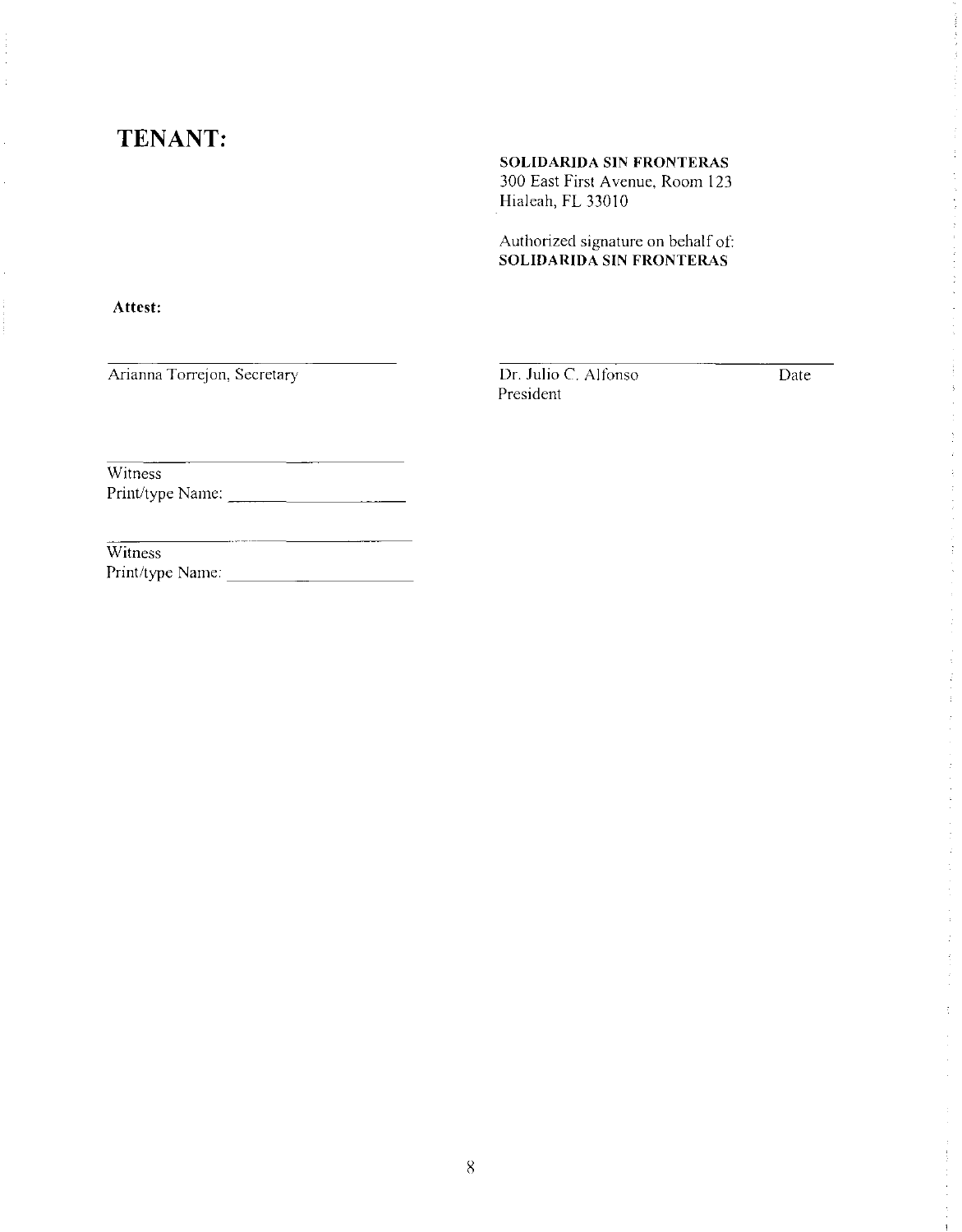# TENANT:

**SOLIDARIDA SIN FRONTERAS**
300 East First Avenue, Room 123
Hialeah, FL 33010

Authorized signature on behalf of:
**SOLIDARIDA SIN FRONTERAS**

**Attest:**

\_\_\_\_\_\_\_\_\_\_\_\_\_\_\_\_\_\_\_\_\_\_\_\_\_\_\_\_\_\_
Arianna Torrejon, Secretary

\_\_\_\_\_\_\_\_\_\_\_\_\_\_\_\_\_\_\_\_\_\_\_\_\_\_\_\_\_\_
Dr. Julio C. Alfonso    Date
President

\_\_\_\_\_\_\_\_\_\_\_\_\_\_\_\_\_\_\_\_\_\_\_\_\_\_\_\_\_\_
Witness
Print/type Name: \_\_\_\_\_\_\_\_\_\_\_\_\_\_\_\_\_\_

\_\_\_\_\_\_\_\_\_\_\_\_\_\_\_\_\_\_\_\_\_\_\_\_\_\_\_\_\_\_
Witness
Print/type Name: \_\_\_\_\_\_\_\_\_\_\_\_\_\_\_\_\_\_